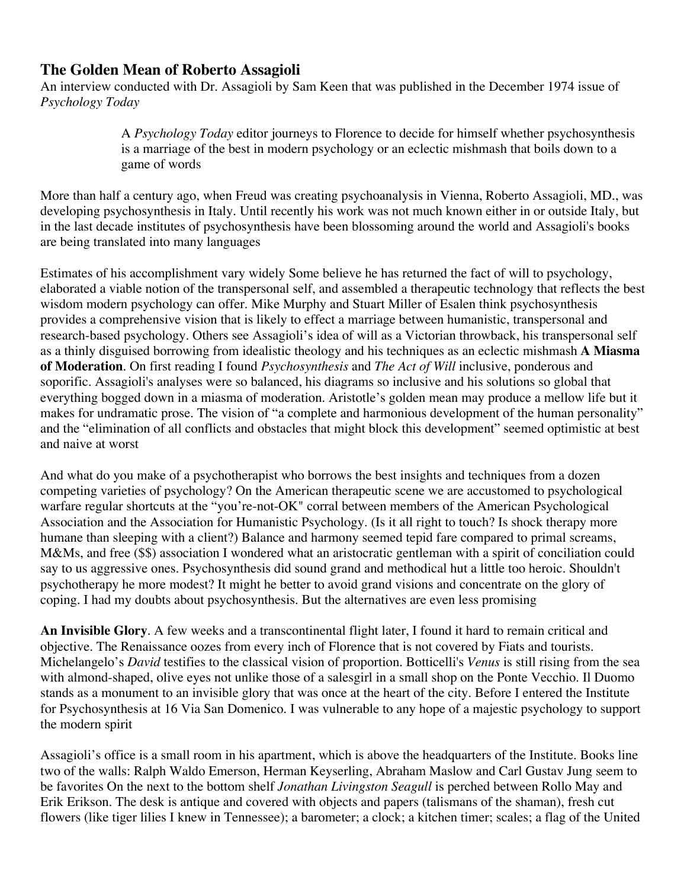## The Golden Mean of Roberto Assagioli

An interview conducted with Dr. Assagioli by Sam Keen that was published in the December 1974 issue of *Psychology Today*

> A *Psychology Today* editor journeys to Florence to decide for himself whether psychosynthesis is a marriage of the best in modern psychology or an eclectic mishmash that boils down to a game of words

More than half a century ago, when Freud was creating psychoanalysis in Vienna, Roberto Assagioli, MD., was developing psychosynthesis in Italy. Until recently his work was not much known either in or outside Italy, but in the last decade institutes of psychosynthesis have been blossoming around the world and Assagioli's books are being translated into many languages

Estimates of his accomplishment vary widely Some believe he has returned the fact of will to psychology, elaborated a viable notion of the transpersonal self, and assembled a therapeutic technology that reflects the best wisdom modern psychology can offer. Mike Murphy and Stuart Miller of Esalen think psychosynthesis provides a comprehensive vision that is likely to effect a marriage between humanistic, transpersonal and research-based psychology. Others see Assagioli's idea of will as a Victorian throwback, his transpersonal self as a thinly disguised borrowing from idealistic theology and his techniques as an eclectic mishmash **A Miasma of Moderation**. On first reading I found *Psychosynthesis* and *The Act of Will* inclusive, ponderous and soporific. Assagioli's analyses were so balanced, his diagrams so inclusive and his solutions so global that everything bogged down in a miasma of moderation. Aristotle's golden mean may produce a mellow life but it makes for undramatic prose. The vision of "a complete and harmonious development of the human personality" and the "elimination of all conflicts and obstacles that might block this development" seemed optimistic at best and naive at worst

And what do you make of a psychotherapist who borrows the best insights and techniques from a dozen competing varieties of psychology? On the American therapeutic scene we are accustomed to psychological warfare regular shortcuts at the "you're-not-OK" corral between members of the American Psychological Association and the Association for Humanistic Psychology. (Is it all right to touch? Is shock therapy more humane than sleeping with a client?) Balance and harmony seemed tepid fare compared to primal screams, M&Ms, and free ($$) association I wondered what an aristocratic gentleman with a spirit of conciliation could say to us aggressive ones. Psychosynthesis did sound grand and methodical hut a little too heroic. Shouldn't psychotherapy he more modest? It might he better to avoid grand visions and concentrate on the glory of coping. I had my doubts about psychosynthesis. But the alternatives are even less promising

**An Invisible Glory**. A few weeks and a transcontinental flight later, I found it hard to remain critical and objective. The Renaissance oozes from every inch of Florence that is not covered by Fiats and tourists. Michelangelo's *David* testifies to the classical vision of proportion. Botticelli's *Venus* is still rising from the sea with almond-shaped, olive eyes not unlike those of a salesgirl in a small shop on the Ponte Vecchio. Il Duomo stands as a monument to an invisible glory that was once at the heart of the city. Before I entered the Institute for Psychosynthesis at 16 Via San Domenico. I was vulnerable to any hope of a majestic psychology to support the modern spirit

Assagioli's office is a small room in his apartment, which is above the headquarters of the Institute. Books line two of the walls: Ralph Waldo Emerson, Herman Keyserling, Abraham Maslow and Carl Gustav Jung seem to be favorites On the next to the bottom shelf *Jonathan Livingston Seagull* is perched between Rollo May and Erik Erikson. The desk is antique and covered with objects and papers (talismans of the shaman), fresh cut flowers (like tiger lilies I knew in Tennessee); a barometer; a clock; a kitchen timer; scales; a flag of the United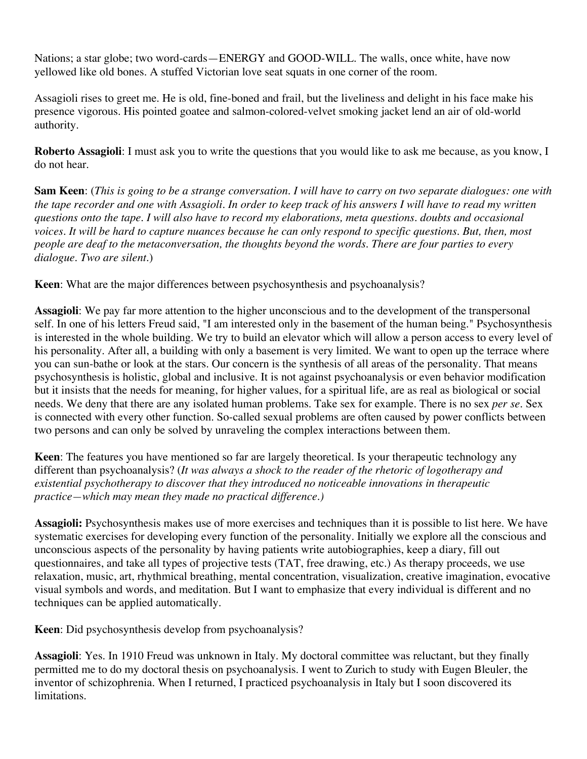Nations; a star globe; two word-cards—ENERGY and GOOD-WILL. The walls, once white, have now yellowed like old bones. A stuffed Victorian love seat squats in one corner of the room.

Assagioli rises to greet me. He is old, fine-boned and frail, but the liveliness and delight in his face make his presence vigorous. His pointed goatee and salmon-colored-velvet smoking jacket lend an air of old-world authority.

**Roberto Assagioli**: I must ask you to write the questions that you would like to ask me because, as you know, I do not hear.

**Sam Keen**: (*This is going to be a strange conversation. I will have to carry on two separate dialogues: one with the tape recorder and one with Assagioli. In order to keep track of his answers I will have to read my written questions onto the tape. I will also have to record my elaborations, meta questions. doubts and occasional voices. It will be hard to capture nuances because he can only respond to specific questions. But, then, most people are deaf to the metaconversation, the thoughts beyond the words. There are four parties to every dialogue. Two are silent.*)

**Keen**: What are the major differences between psychosynthesis and psychoanalysis?

**Assagioli**: We pay far more attention to the higher unconscious and to the development of the transpersonal self. In one of his letters Freud said, "I am interested only in the basement of the human being." Psychosynthesis is interested in the whole building. We try to build an elevator which will allow a person access to every level of his personality. After all, a building with only a basement is very limited. We want to open up the terrace where you can sun-bathe or look at the stars. Our concern is the synthesis of all areas of the personality. That means psychosynthesis is holistic, global and inclusive. It is not against psychoanalysis or even behavior modification but it insists that the needs for meaning, for higher values, for a spiritual life, are as real as biological or social needs. We deny that there are any isolated human problems. Take sex for example. There is no sex *per se*. Sex is connected with every other function. So-called sexual problems are often caused by power conflicts between two persons and can only be solved by unraveling the complex interactions between them.

**Keen**: The features you have mentioned so far are largely theoretical. Is your therapeutic technology any different than psychoanalysis? (*It was always a shock to the reader of the rhetoric of logotherapy and existential psychotherapy to discover that they introduced no noticeable innovations in therapeutic practice—which may mean they made no practical difference.)*

**Assagioli:** Psychosynthesis makes use of more exercises and techniques than it is possible to list here. We have systematic exercises for developing every function of the personality. Initially we explore all the conscious and unconscious aspects of the personality by having patients write autobiographies, keep a diary, fill out questionnaires, and take all types of projective tests (TAT, free drawing, etc.) As therapy proceeds, we use relaxation, music, art, rhythmical breathing, mental concentration, visualization, creative imagination, evocative visual symbols and words, and meditation. But I want to emphasize that every individual is different and no techniques can be applied automatically.

**Keen**: Did psychosynthesis develop from psychoanalysis?

**Assagioli**: Yes. In 1910 Freud was unknown in Italy. My doctoral committee was reluctant, but they finally permitted me to do my doctoral thesis on psychoanalysis. I went to Zurich to study with Eugen Bleuler, the inventor of schizophrenia. When I returned, I practiced psychoanalysis in Italy but I soon discovered its limitations.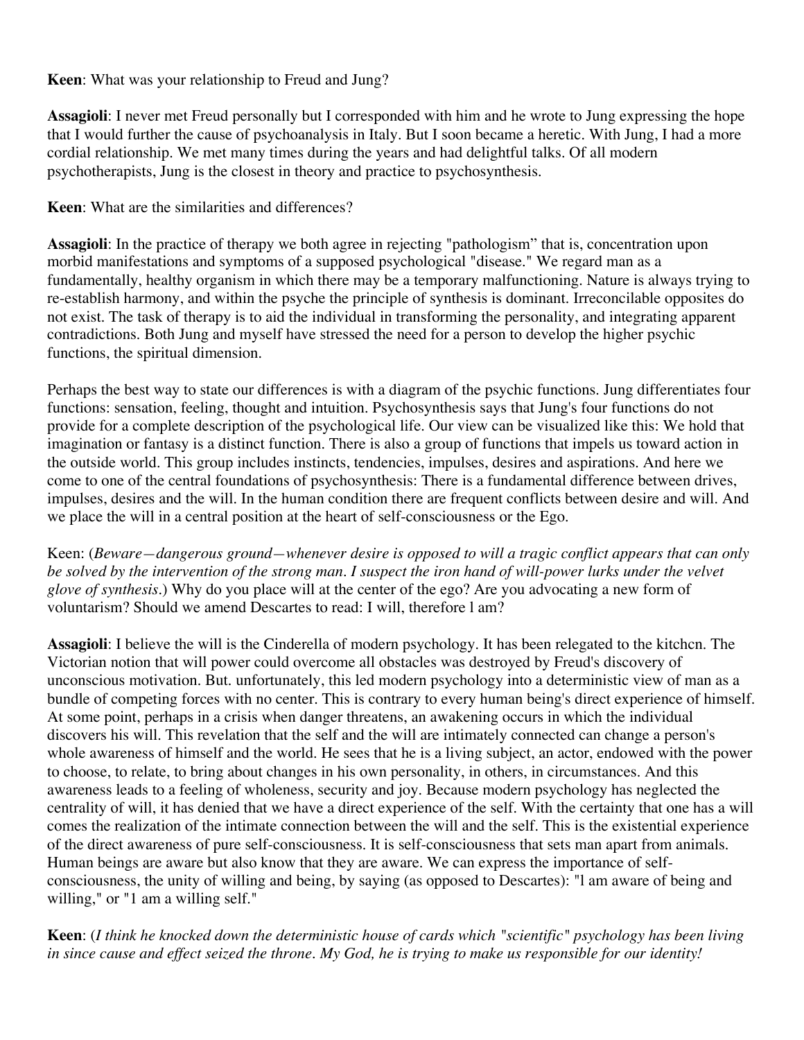**Keen**: What was your relationship to Freud and Jung?

**Assagioli**: I never met Freud personally but I corresponded with him and he wrote to Jung expressing the hope that I would further the cause of psychoanalysis in Italy. But I soon became a heretic. With Jung, I had a more cordial relationship. We met many times during the years and had delightful talks. Of all modern psychotherapists, Jung is the closest in theory and practice to psychosynthesis.

**Keen**: What are the similarities and differences?

**Assagioli**: In the practice of therapy we both agree in rejecting "pathologism" that is, concentration upon morbid manifestations and symptoms of a supposed psychological "disease." We regard man as a fundamentally, healthy organism in which there may be a temporary malfunctioning. Nature is always trying to re-establish harmony, and within the psyche the principle of synthesis is dominant. Irreconcilable opposites do not exist. The task of therapy is to aid the individual in transforming the personality, and integrating apparent contradictions. Both Jung and myself have stressed the need for a person to develop the higher psychic functions, the spiritual dimension.

Perhaps the best way to state our differences is with a diagram of the psychic functions. Jung differentiates four functions: sensation, feeling, thought and intuition. Psychosynthesis says that Jung's four functions do not provide for a complete description of the psychological life. Our view can be visualized like this: We hold that imagination or fantasy is a distinct function. There is also a group of functions that impels us toward action in the outside world. This group includes instincts, tendencies, impulses, desires and aspirations. And here we come to one of the central foundations of psychosynthesis: There is a fundamental difference between drives, impulses, desires and the will. In the human condition there are frequent conflicts between desire and will. And we place the will in a central position at the heart of self-consciousness or the Ego.

Keen: (*Beware—dangerous ground—whenever desire is opposed to will a tragic conflict appears that can only be solved by the intervention of the strong man. I suspect the iron hand of will-power lurks under the velvet glove of synthesis.*) Why do you place will at the center of the ego? Are you advocating a new form of voluntarism? Should we amend Descartes to read: I will, therefore l am?

**Assagioli**: I believe the will is the Cinderella of modern psychology. It has been relegated to the kitchcn. The Victorian notion that will power could overcome all obstacles was destroyed by Freud's discovery of unconscious motivation. But. unfortunately, this led modern psychology into a deterministic view of man as a bundle of competing forces with no center. This is contrary to every human being's direct experience of himself. At some point, perhaps in a crisis when danger threatens, an awakening occurs in which the individual discovers his will. This revelation that the self and the will are intimately connected can change a person's whole awareness of himself and the world. He sees that he is a living subject, an actor, endowed with the power to choose, to relate, to bring about changes in his own personality, in others, in circumstances. And this awareness leads to a feeling of wholeness, security and joy. Because modern psychology has neglected the centrality of will, it has denied that we have a direct experience of the self. With the certainty that one has a will comes the realization of the intimate connection between the will and the self. This is the existential experience of the direct awareness of pure self-consciousness. It is self-consciousness that sets man apart from animals. Human beings are aware but also know that they are aware. We can express the importance of self-consciousness, the unity of willing and being, by saying (as opposed to Descartes): "l am aware of being and willing," or "1 am a willing self."

**Keen**: (*I think he knocked down the deterministic house of cards which "scientific" psychology has been living in since cause and effect seized the throne. My God, he is trying to make us responsible for our identity!*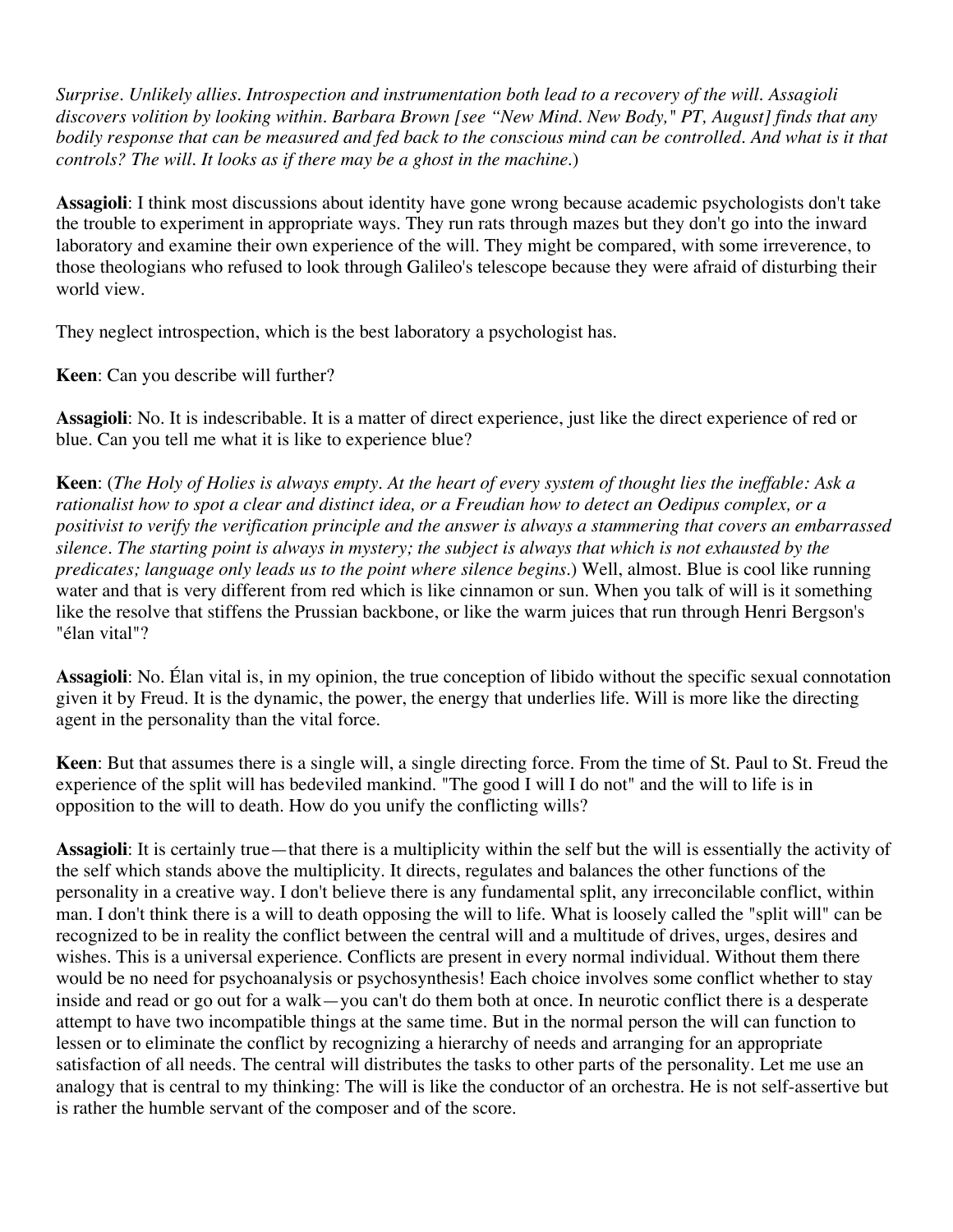*Surprise. Unlikely allies. Introspection and instrumentation both lead to a recovery of the will. Assagioli discovers volition by looking within. Barbara Brown [see "New Mind. New Body," PT, August] finds that any bodily response that can be measured and fed back to the conscious mind can be controlled. And what is it that controls? The will. It looks as if there may be a ghost in the machine.*)

**Assagioli**: I think most discussions about identity have gone wrong because academic psychologists don't take the trouble to experiment in appropriate ways. They run rats through mazes but they don't go into the inward laboratory and examine their own experience of the will. They might be compared, with some irreverence, to those theologians who refused to look through Galileo's telescope because they were afraid of disturbing their world view.

They neglect introspection, which is the best laboratory a psychologist has.

**Keen**: Can you describe will further?

**Assagioli**: No. It is indescribable. It is a matter of direct experience, just like the direct experience of red or blue. Can you tell me what it is like to experience blue?

**Keen**: (*The Holy of Holies is always empty. At the heart of every system of thought lies the ineffable: Ask a rationalist how to spot a clear and distinct idea, or a Freudian how to detect an Oedipus complex, or a positivist to verify the verification principle and the answer is always a stammering that covers an embarrassed silence. The starting point is always in mystery; the subject is always that which is not exhausted by the predicates; language only leads us to the point where silence begins.*) Well, almost. Blue is cool like running water and that is very different from red which is like cinnamon or sun. When you talk of will is it something like the resolve that stiffens the Prussian backbone, or like the warm juices that run through Henri Bergson's "élan vital"?

**Assagioli**: No. Élan vital is, in my opinion, the true conception of libido without the specific sexual connotation given it by Freud. It is the dynamic, the power, the energy that underlies life. Will is more like the directing agent in the personality than the vital force.

**Keen**: But that assumes there is a single will, a single directing force. From the time of St. Paul to St. Freud the experience of the split will has bedeviled mankind. "The good I will I do not" and the will to life is in opposition to the will to death. How do you unify the conflicting wills?

**Assagioli**: It is certainly true—that there is a multiplicity within the self but the will is essentially the activity of the self which stands above the multiplicity. It directs, regulates and balances the other functions of the personality in a creative way. I don't believe there is any fundamental split, any irreconcilable conflict, within man. I don't think there is a will to death opposing the will to life. What is loosely called the "split will" can be recognized to be in reality the conflict between the central will and a multitude of drives, urges, desires and wishes. This is a universal experience. Conflicts are present in every normal individual. Without them there would be no need for psychoanalysis or psychosynthesis! Each choice involves some conflict whether to stay inside and read or go out for a walk—you can't do them both at once. In neurotic conflict there is a desperate attempt to have two incompatible things at the same time. But in the normal person the will can function to lessen or to eliminate the conflict by recognizing a hierarchy of needs and arranging for an appropriate satisfaction of all needs. The central will distributes the tasks to other parts of the personality. Let me use an analogy that is central to my thinking: The will is like the conductor of an orchestra. He is not self-assertive but is rather the humble servant of the composer and of the score.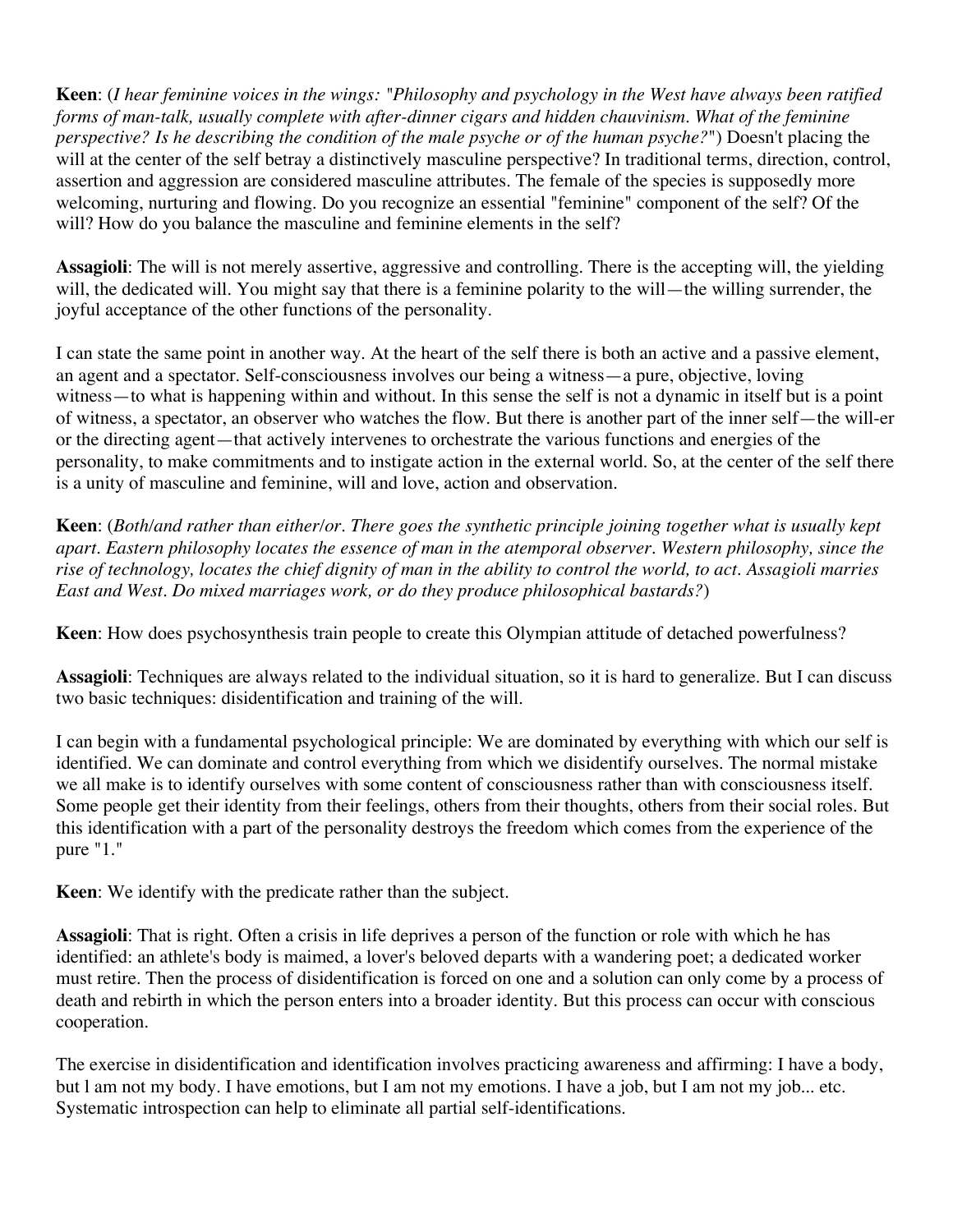**Keen**: (*I hear feminine voices in the wings: "Philosophy and psychology in the West have always been ratified forms of man-talk, usually complete with after-dinner cigars and hidden chauvinism. What of the feminine perspective? Is he describing the condition of the male psyche or of the human psyche?"*) Doesn't placing the will at the center of the self betray a distinctively masculine perspective? In traditional terms, direction, control, assertion and aggression are considered masculine attributes. The female of the species is supposedly more welcoming, nurturing and flowing. Do you recognize an essential "feminine" component of the self? Of the will? How do you balance the masculine and feminine elements in the self?

**Assagioli**: The will is not merely assertive, aggressive and controlling. There is the accepting will, the yielding will, the dedicated will. You might say that there is a feminine polarity to the will—the willing surrender, the joyful acceptance of the other functions of the personality.

I can state the same point in another way. At the heart of the self there is both an active and a passive element, an agent and a spectator. Self-consciousness involves our being a witness—a pure, objective, loving witness—to what is happening within and without. In this sense the self is not a dynamic in itself but is a point of witness, a spectator, an observer who watches the flow. But there is another part of the inner self—the will-er or the directing agent—that actively intervenes to orchestrate the various functions and energies of the personality, to make commitments and to instigate action in the external world. So, at the center of the self there is a unity of masculine and feminine, will and love, action and observation.

**Keen**: (*Both/and rather than either/or. There goes the synthetic principle joining together what is usually kept apart. Eastern philosophy locates the essence of man in the atemporal observer. Western philosophy, since the rise of technology, locates the chief dignity of man in the ability to control the world, to act. Assagioli marries East and West. Do mixed marriages work, or do they produce philosophical bastards?*)

**Keen**: How does psychosynthesis train people to create this Olympian attitude of detached powerfulness?

**Assagioli**: Techniques are always related to the individual situation, so it is hard to generalize. But I can discuss two basic techniques: disidentification and training of the will.

I can begin with a fundamental psychological principle: We are dominated by everything with which our self is identified. We can dominate and control everything from which we disidentify ourselves. The normal mistake we all make is to identify ourselves with some content of consciousness rather than with consciousness itself. Some people get their identity from their feelings, others from their thoughts, others from their social roles. But this identification with a part of the personality destroys the freedom which comes from the experience of the pure "1."

**Keen**: We identify with the predicate rather than the subject.

**Assagioli**: That is right. Often a crisis in life deprives a person of the function or role with which he has identified: an athlete's body is maimed, a lover's beloved departs with a wandering poet; a dedicated worker must retire. Then the process of disidentification is forced on one and a solution can only come by a process of death and rebirth in which the person enters into a broader identity. But this process can occur with conscious cooperation.

The exercise in disidentification and identification involves practicing awareness and affirming: I have a body, but I am not my body. I have emotions, but I am not my emotions. I have a job, but I am not my job... etc. Systematic introspection can help to eliminate all partial self-identifications.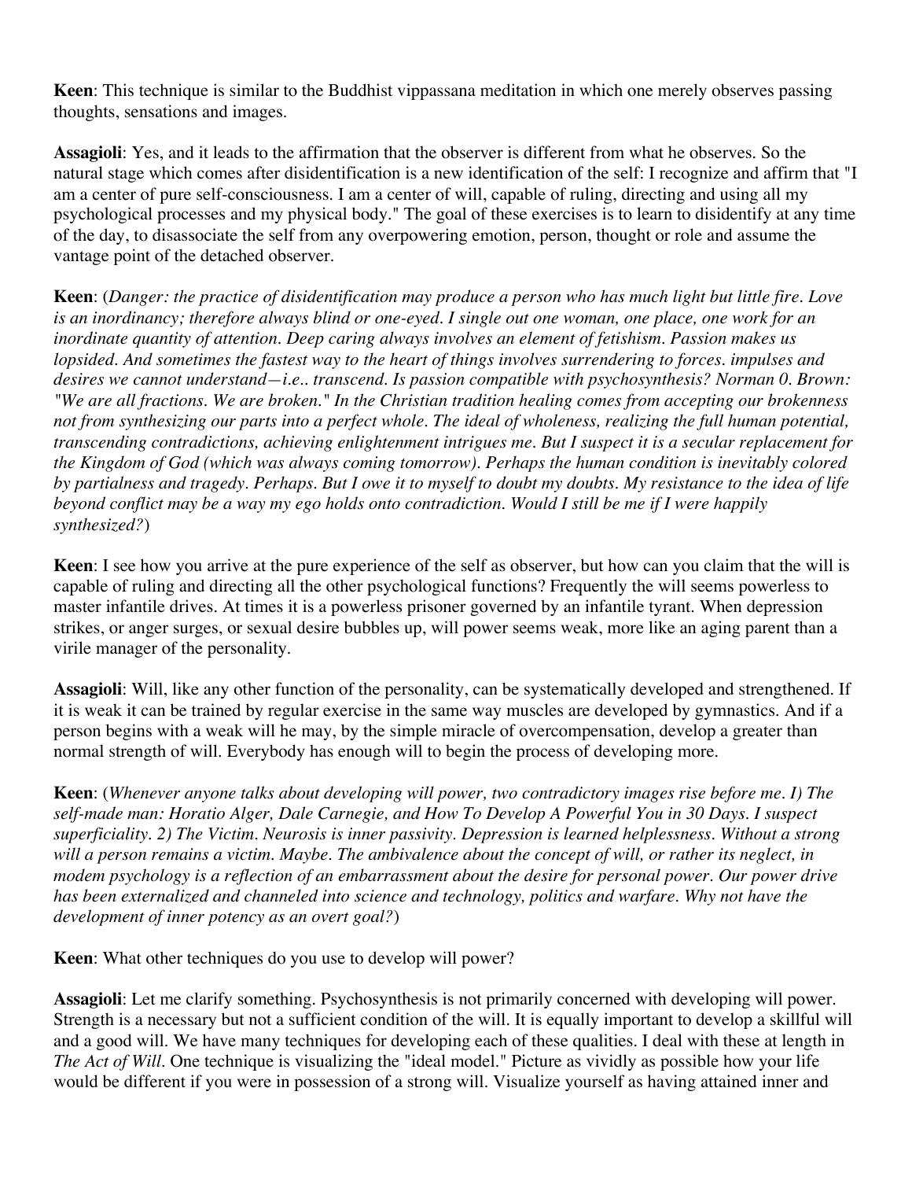**Keen**: This technique is similar to the Buddhist vippassana meditation in which one merely observes passing thoughts, sensations and images.

**Assagioli**: Yes, and it leads to the affirmation that the observer is different from what he observes. So the natural stage which comes after disidentification is a new identification of the self: I recognize and affirm that "I am a center of pure self-consciousness. I am a center of will, capable of ruling, directing and using all my psychological processes and my physical body." The goal of these exercises is to learn to disidentify at any time of the day, to disassociate the self from any overpowering emotion, person, thought or role and assume the vantage point of the detached observer.

**Keen**: (*Danger: the practice of disidentification may produce a person who has much light but little fire. Love is an inordinancy; therefore always blind or one-eyed. I single out one woman, one place, one work for an inordinate quantity of attention. Deep caring always involves an element of fetishism. Passion makes us lopsided. And sometimes the fastest way to the heart of things involves surrendering to forces. impulses and desires we cannot understand—i.e.. transcend. Is passion compatible with psychosynthesis? Norman 0. Brown: "We are all fractions. We are broken." In the Christian tradition healing comes from accepting our brokenness not from synthesizing our parts into a perfect whole. The ideal of wholeness, realizing the full human potential, transcending contradictions, achieving enlightenment intrigues me. But I suspect it is a secular replacement for the Kingdom of God (which was always coming tomorrow). Perhaps the human condition is inevitably colored by partialness and tragedy. Perhaps. But I owe it to myself to doubt my doubts. My resistance to the idea of life beyond conflict may be a way my ego holds onto contradiction. Would I still be me if I were happily synthesized?*)

**Keen**: I see how you arrive at the pure experience of the self as observer, but how can you claim that the will is capable of ruling and directing all the other psychological functions? Frequently the will seems powerless to master infantile drives. At times it is a powerless prisoner governed by an infantile tyrant. When depression strikes, or anger surges, or sexual desire bubbles up, will power seems weak, more like an aging parent than a virile manager of the personality.

**Assagioli**: Will, like any other function of the personality, can be systematically developed and strengthened. If it is weak it can be trained by regular exercise in the same way muscles are developed by gymnastics. And if a person begins with a weak will he may, by the simple miracle of overcompensation, develop a greater than normal strength of will. Everybody has enough will to begin the process of developing more.

**Keen**: (*Whenever anyone talks about developing will power, two contradictory images rise before me. I) The self-made man: Horatio Alger, Dale Carnegie, and How To Develop A Powerful You in 30 Days. I suspect superficiality. 2) The Victim. Neurosis is inner passivity. Depression is learned helplessness. Without a strong will a person remains a victim. Maybe. The ambivalence about the concept of will, or rather its neglect, in modem psychology is a reflection of an embarrassment about the desire for personal power. Our power drive has been externalized and channeled into science and technology, politics and warfare. Why not have the development of inner potency as an overt goal?*)

**Keen**: What other techniques do you use to develop will power?

**Assagioli**: Let me clarify something. Psychosynthesis is not primarily concerned with developing will power. Strength is a necessary but not a sufficient condition of the will. It is equally important to develop a skillful will and a good will. We have many techniques for developing each of these qualities. I deal with these at length in *The Act of Will*. One technique is visualizing the "ideal model." Picture as vividly as possible how your life would be different if you were in possession of a strong will. Visualize yourself as having attained inner and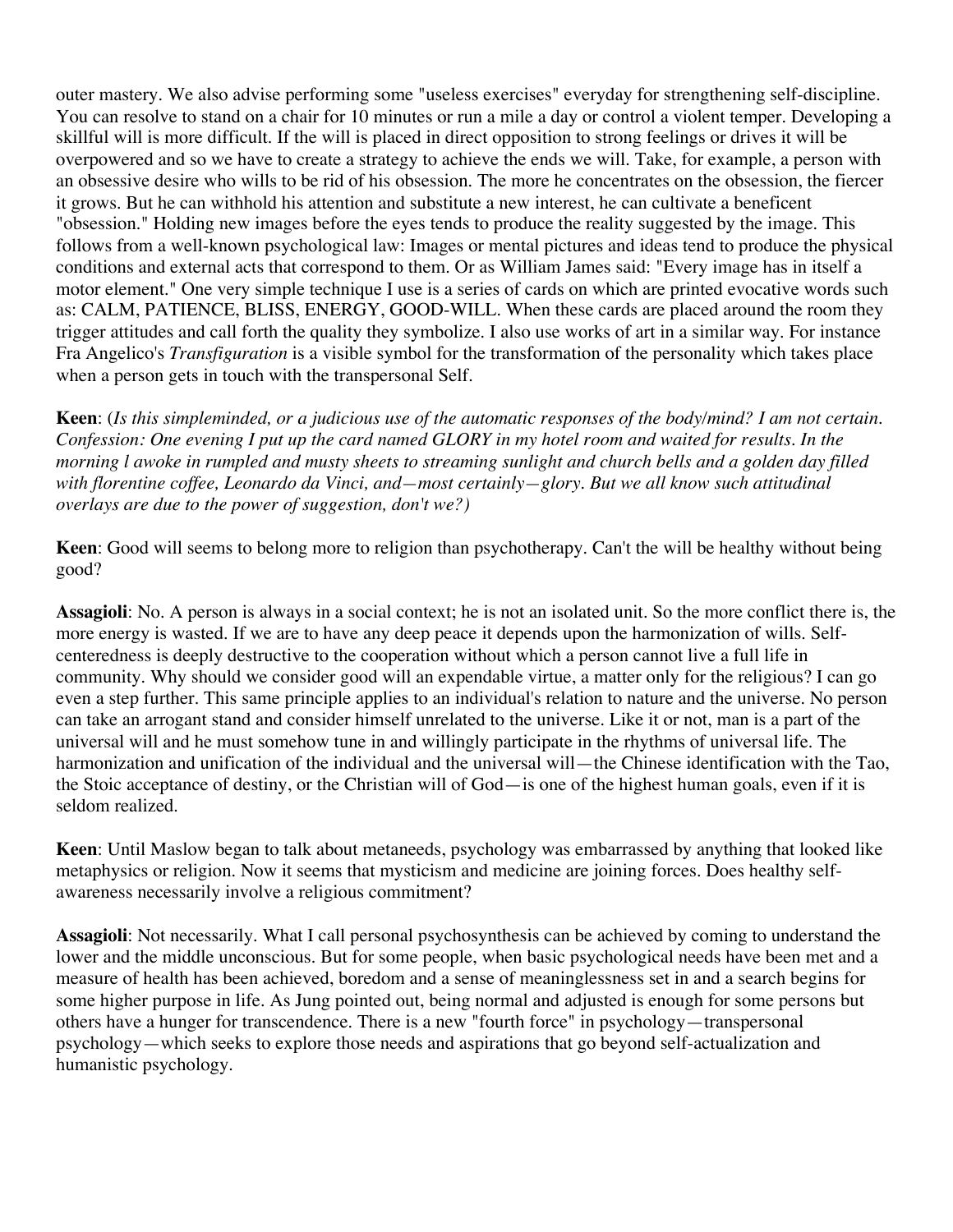outer mastery. We also advise performing some "useless exercises" everyday for strengthening self-discipline. You can resolve to stand on a chair for 10 minutes or run a mile a day or control a violent temper. Developing a skillful will is more difficult. If the will is placed in direct opposition to strong feelings or drives it will be overpowered and so we have to create a strategy to achieve the ends we will. Take, for example, a person with an obsessive desire who wills to be rid of his obsession. The more he concentrates on the obsession, the fiercer it grows. But he can withhold his attention and substitute a new interest, he can cultivate a beneficent "obsession." Holding new images before the eyes tends to produce the reality suggested by the image. This follows from a well-known psychological law: Images or mental pictures and ideas tend to produce the physical conditions and external acts that correspond to them. Or as William James said: "Every image has in itself a motor element." One very simple technique I use is a series of cards on which are printed evocative words such as: CALM, PATIENCE, BLISS, ENERGY, GOOD-WILL. When these cards are placed around the room they trigger attitudes and call forth the quality they symbolize. I also use works of art in a similar way. For instance Fra Angelico's *Transfiguration* is a visible symbol for the transformation of the personality which takes place when a person gets in touch with the transpersonal Self.

**Keen**: (*Is this simpleminded, or a judicious use of the automatic responses of the body/mind? I am not certain. Confession: One evening I put up the card named GLORY in my hotel room and waited for results. In the morning l awoke in rumpled and musty sheets to streaming sunlight and church bells and a golden day filled with florentine coffee, Leonardo da Vinci, and—most certainly—glory. But we all know such attitudinal overlays are due to the power of suggestion, don't we?*)

**Keen**: Good will seems to belong more to religion than psychotherapy. Can't the will be healthy without being good?

**Assagioli**: No. A person is always in a social context; he is not an isolated unit. So the more conflict there is, the more energy is wasted. If we are to have any deep peace it depends upon the harmonization of wills. Self-centeredness is deeply destructive to the cooperation without which a person cannot live a full life in community. Why should we consider good will an expendable virtue, a matter only for the religious? I can go even a step further. This same principle applies to an individual's relation to nature and the universe. No person can take an arrogant stand and consider himself unrelated to the universe. Like it or not, man is a part of the universal will and he must somehow tune in and willingly participate in the rhythms of universal life. The harmonization and unification of the individual and the universal will—the Chinese identification with the Tao, the Stoic acceptance of destiny, or the Christian will of God—is one of the highest human goals, even if it is seldom realized.

**Keen**: Until Maslow began to talk about metaneeds, psychology was embarrassed by anything that looked like metaphysics or religion. Now it seems that mysticism and medicine are joining forces. Does healthy self-awareness necessarily involve a religious commitment?

**Assagioli**: Not necessarily. What I call personal psychosynthesis can be achieved by coming to understand the lower and the middle unconscious. But for some people, when basic psychological needs have been met and a measure of health has been achieved, boredom and a sense of meaninglessness set in and a search begins for some higher purpose in life. As Jung pointed out, being normal and adjusted is enough for some persons but others have a hunger for transcendence. There is a new "fourth force" in psychology—transpersonal psychology—which seeks to explore those needs and aspirations that go beyond self-actualization and humanistic psychology.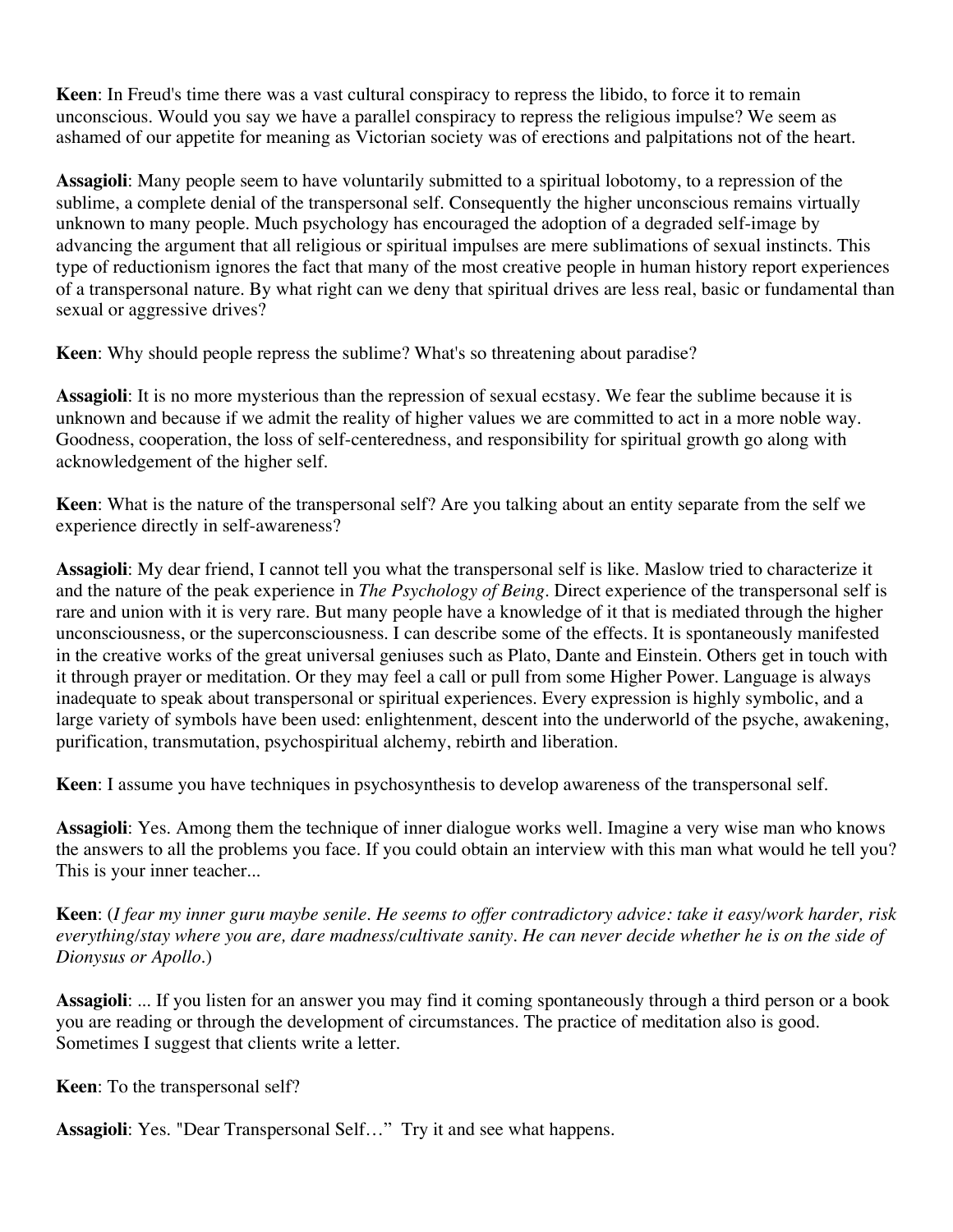**Keen**: In Freud's time there was a vast cultural conspiracy to repress the libido, to force it to remain unconscious. Would you say we have a parallel conspiracy to repress the religious impulse? We seem as ashamed of our appetite for meaning as Victorian society was of erections and palpitations not of the heart.

**Assagioli**: Many people seem to have voluntarily submitted to a spiritual lobotomy, to a repression of the sublime, a complete denial of the transpersonal self. Consequently the higher unconscious remains virtually unknown to many people. Much psychology has encouraged the adoption of a degraded self-image by advancing the argument that all religious or spiritual impulses are mere sublimations of sexual instincts. This type of reductionism ignores the fact that many of the most creative people in human history report experiences of a transpersonal nature. By what right can we deny that spiritual drives are less real, basic or fundamental than sexual or aggressive drives?

**Keen**: Why should people repress the sublime? What's so threatening about paradise?

**Assagioli**: It is no more mysterious than the repression of sexual ecstasy. We fear the sublime because it is unknown and because if we admit the reality of higher values we are committed to act in a more noble way. Goodness, cooperation, the loss of self-centeredness, and responsibility for spiritual growth go along with acknowledgement of the higher self.

**Keen**: What is the nature of the transpersonal self? Are you talking about an entity separate from the self we experience directly in self-awareness?

**Assagioli**: My dear friend, I cannot tell you what the transpersonal self is like. Maslow tried to characterize it and the nature of the peak experience in *The Psychology of Being*. Direct experience of the transpersonal self is rare and union with it is very rare. But many people have a knowledge of it that is mediated through the higher unconsciousness, or the superconsciousness. I can describe some of the effects. It is spontaneously manifested in the creative works of the great universal geniuses such as Plato, Dante and Einstein. Others get in touch with it through prayer or meditation. Or they may feel a call or pull from some Higher Power. Language is always inadequate to speak about transpersonal or spiritual experiences. Every expression is highly symbolic, and a large variety of symbols have been used: enlightenment, descent into the underworld of the psyche, awakening, purification, transmutation, psychospiritual alchemy, rebirth and liberation.

**Keen**: I assume you have techniques in psychosynthesis to develop awareness of the transpersonal self.

**Assagioli**: Yes. Among them the technique of inner dialogue works well. Imagine a very wise man who knows the answers to all the problems you face. If you could obtain an interview with this man what would he tell you? This is your inner teacher...

**Keen**: (*I fear my inner guru maybe senile. He seems to offer contradictory advice: take it easy/work harder, risk everything/stay where you are, dare madness/cultivate sanity. He can never decide whether he is on the side of Dionysus or Apollo.*)

**Assagioli**: ... If you listen for an answer you may find it coming spontaneously through a third person or a book you are reading or through the development of circumstances. The practice of meditation also is good. Sometimes I suggest that clients write a letter.

**Keen**: To the transpersonal self?

**Assagioli**: Yes. "Dear Transpersonal Self…" Try it and see what happens.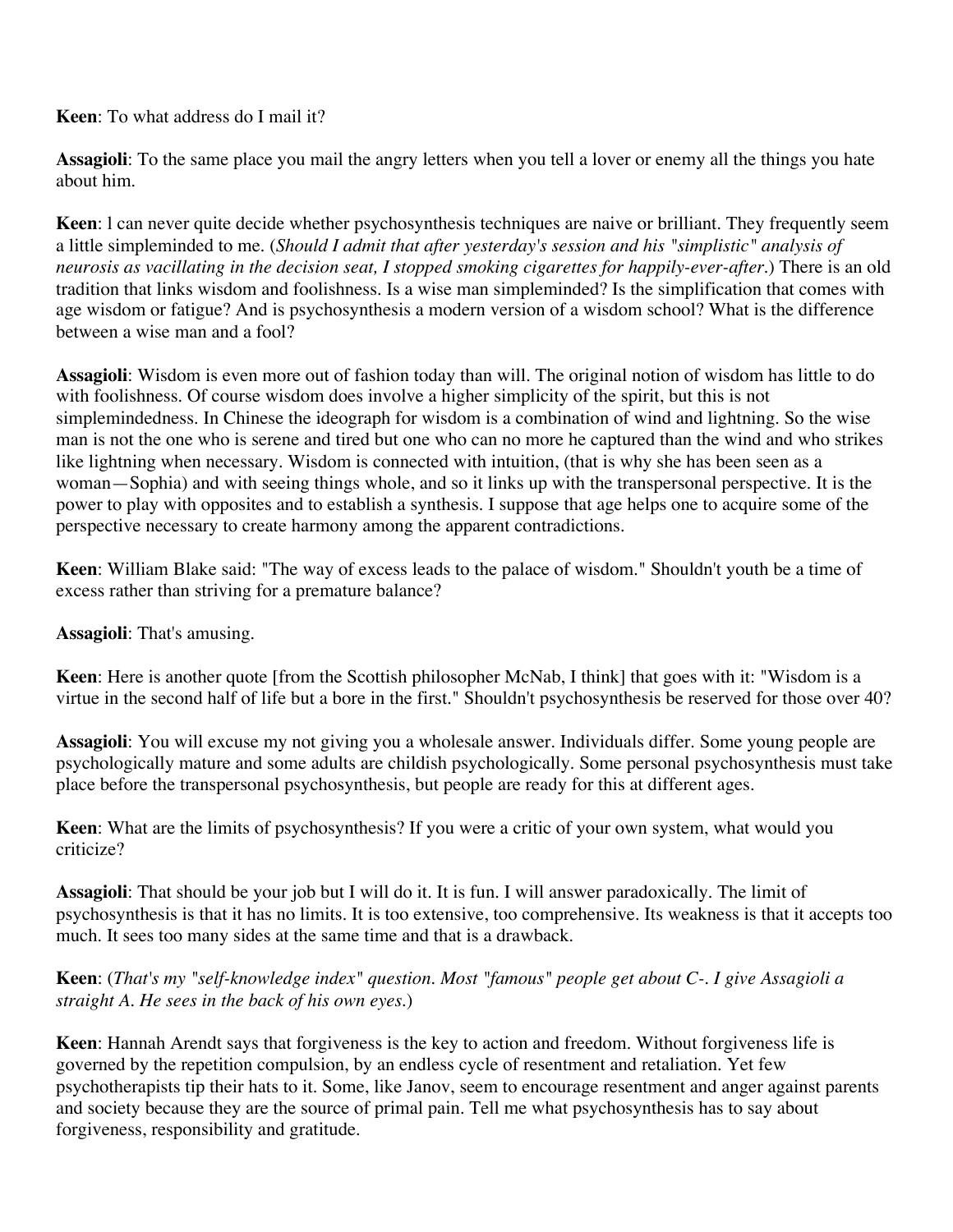**Keen**: To what address do I mail it?

**Assagioli**: To the same place you mail the angry letters when you tell a lover or enemy all the things you hate about him.

**Keen**: l can never quite decide whether psychosynthesis techniques are naive or brilliant. They frequently seem a little simpleminded to me. (*Should I admit that after yesterday's session and his "simplistic" analysis of neurosis as vacillating in the decision seat, I stopped smoking cigarettes for happily-ever-after.*) There is an old tradition that links wisdom and foolishness. Is a wise man simpleminded? Is the simplification that comes with age wisdom or fatigue? And is psychosynthesis a modern version of a wisdom school? What is the difference between a wise man and a fool?

**Assagioli**: Wisdom is even more out of fashion today than will. The original notion of wisdom has little to do with foolishness. Of course wisdom does involve a higher simplicity of the spirit, but this is not simplemindedness. In Chinese the ideograph for wisdom is a combination of wind and lightning. So the wise man is not the one who is serene and tired but one who can no more he captured than the wind and who strikes like lightning when necessary. Wisdom is connected with intuition, (that is why she has been seen as a woman—Sophia) and with seeing things whole, and so it links up with the transpersonal perspective. It is the power to play with opposites and to establish a synthesis. I suppose that age helps one to acquire some of the perspective necessary to create harmony among the apparent contradictions.

**Keen**: William Blake said: "The way of excess leads to the palace of wisdom." Shouldn't youth be a time of excess rather than striving for a premature balance?

**Assagioli**: That's amusing.

**Keen**: Here is another quote [from the Scottish philosopher McNab, I think] that goes with it: "Wisdom is a virtue in the second half of life but a bore in the first." Shouldn't psychosynthesis be reserved for those over 40?

**Assagioli**: You will excuse my not giving you a wholesale answer. Individuals differ. Some young people are psychologically mature and some adults are childish psychologically. Some personal psychosynthesis must take place before the transpersonal psychosynthesis, but people are ready for this at different ages.

**Keen**: What are the limits of psychosynthesis? If you were a critic of your own system, what would you criticize?

**Assagioli**: That should be your job but I will do it. It is fun. I will answer paradoxically. The limit of psychosynthesis is that it has no limits. It is too extensive, too comprehensive. Its weakness is that it accepts too much. It sees too many sides at the same time and that is a drawback.

**Keen**: (*That's my "self-knowledge index" question. Most "famous" people get about C-. I give Assagioli a straight A. He sees in the back of his own eyes.*)

**Keen**: Hannah Arendt says that forgiveness is the key to action and freedom. Without forgiveness life is governed by the repetition compulsion, by an endless cycle of resentment and retaliation. Yet few psychotherapists tip their hats to it. Some, like Janov, seem to encourage resentment and anger against parents and society because they are the source of primal pain. Tell me what psychosynthesis has to say about forgiveness, responsibility and gratitude.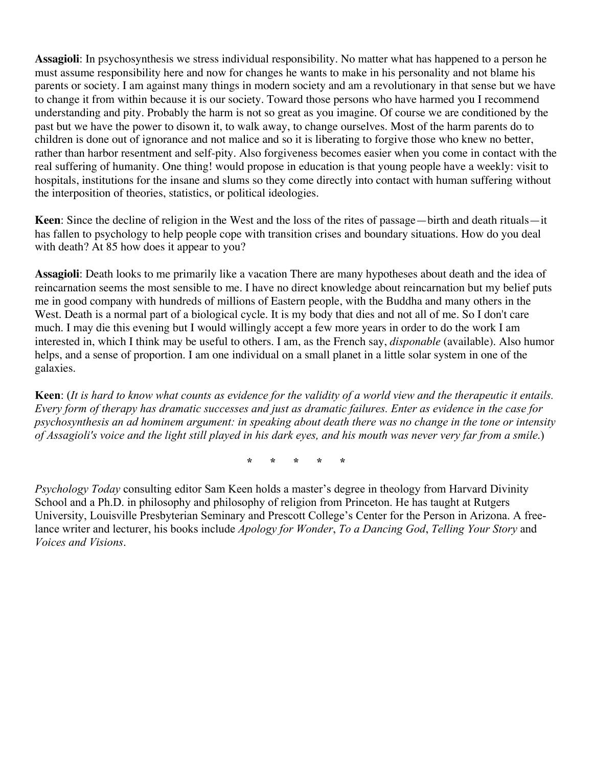**Assagioli**: In psychosynthesis we stress individual responsibility. No matter what has happened to a person he must assume responsibility here and now for changes he wants to make in his personality and not blame his parents or society. I am against many things in modern society and am a revolutionary in that sense but we have to change it from within because it is our society. Toward those persons who have harmed you I recommend understanding and pity. Probably the harm is not so great as you imagine. Of course we are conditioned by the past but we have the power to disown it, to walk away, to change ourselves. Most of the harm parents do to children is done out of ignorance and not malice and so it is liberating to forgive those who knew no better, rather than harbor resentment and self-pity. Also forgiveness becomes easier when you come in contact with the real suffering of humanity. One thing! would propose in education is that young people have a weekly: visit to hospitals, institutions for the insane and slums so they come directly into contact with human suffering without the interposition of theories, statistics, or political ideologies.

**Keen**: Since the decline of religion in the West and the loss of the rites of passage—birth and death rituals—it has fallen to psychology to help people cope with transition crises and boundary situations. How do you deal with death? At 85 how does it appear to you?

**Assagioli**: Death looks to me primarily like a vacation There are many hypotheses about death and the idea of reincarnation seems the most sensible to me. I have no direct knowledge about reincarnation but my belief puts me in good company with hundreds of millions of Eastern people, with the Buddha and many others in the West. Death is a normal part of a biological cycle. It is my body that dies and not all of me. So I don't care much. I may die this evening but I would willingly accept a few more years in order to do the work I am interested in, which I think may be useful to others. I am, as the French say, *disponable* (available). Also humor helps, and a sense of proportion. I am one individual on a small planet in a little solar system in one of the galaxies.

**Keen**: (*It is hard to know what counts as evidence for the validity of a world view and the therapeutic it entails. Every form of therapy has dramatic successes and just as dramatic failures. Enter as evidence in the case for psychosynthesis an ad hominem argument: in speaking about death there was no change in the tone or intensity of Assagioli's voice and the light still played in his dark eyes, and his mouth was never very far from a smile.*)

\* \* \* \* \*

*Psychology Today* consulting editor Sam Keen holds a master's degree in theology from Harvard Divinity School and a Ph.D. in philosophy and philosophy of religion from Princeton. He has taught at Rutgers University, Louisville Presbyterian Seminary and Prescott College's Center for the Person in Arizona. A free-lance writer and lecturer, his books include *Apology for Wonder*, *To a Dancing God*, *Telling Your Story* and *Voices and Visions*.